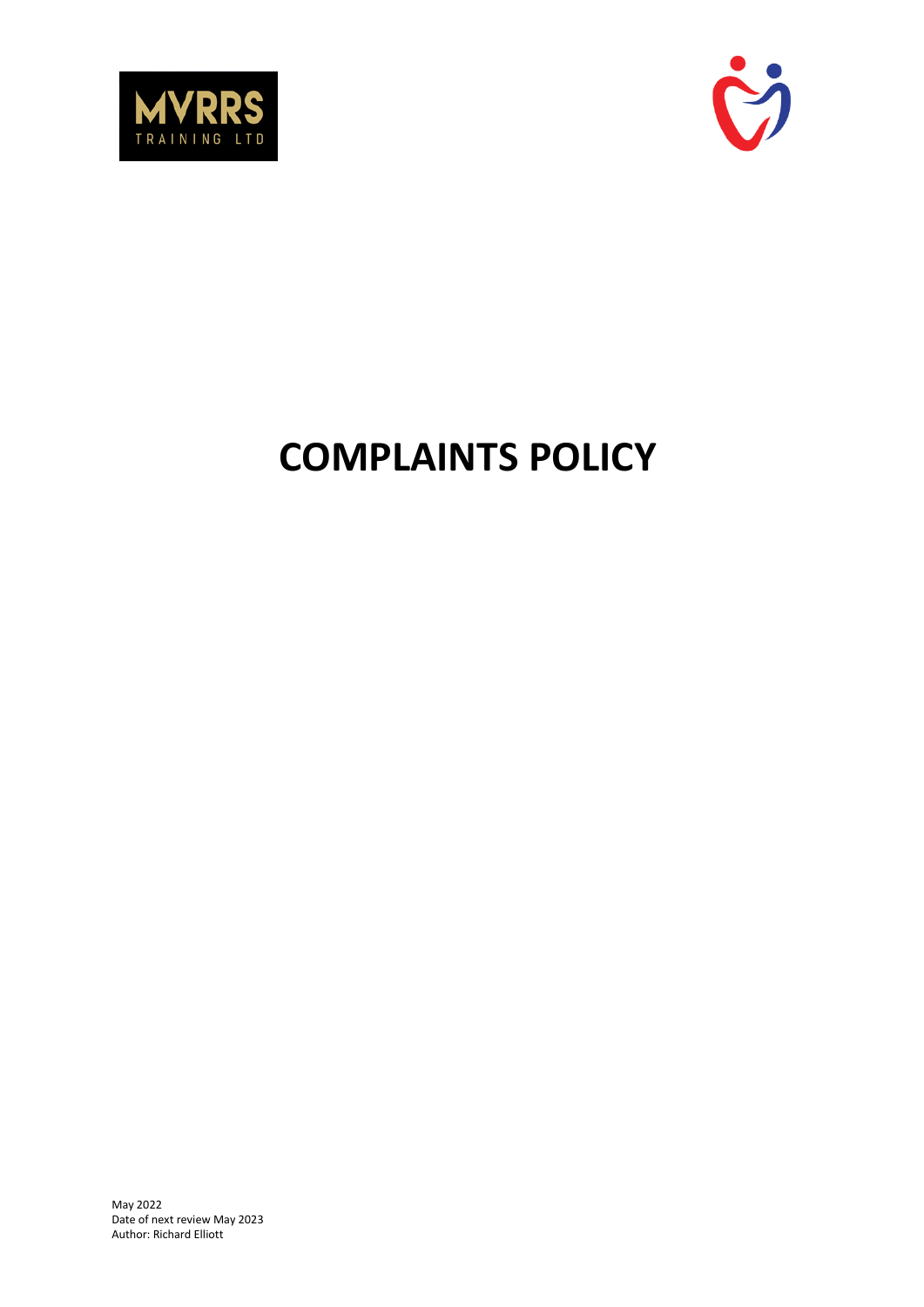MVRRS TRAINING LTD

# COMPLAINTS POLICY

May 2022
Date of next review May 2023
Author: Richard Elliott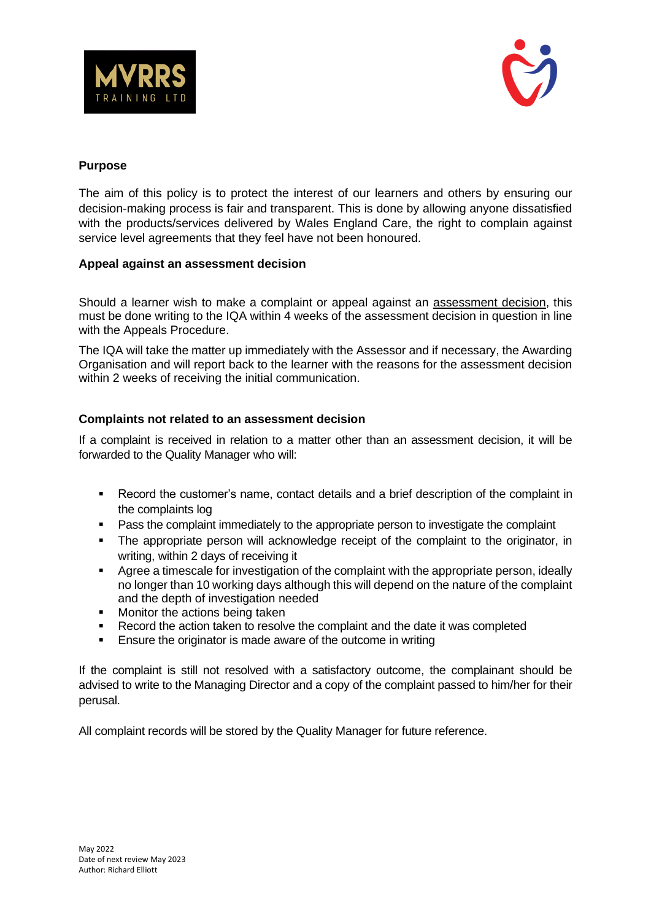**Purpose**

The aim of this policy is to protect the interest of our learners and others by ensuring our decision-making process is fair and transparent. This is done by allowing anyone dissatisfied with the products/services delivered by Wales England Care, the right to complain against service level agreements that they feel have not been honoured.

**Appeal against an assessment decision**

Should a learner wish to make a complaint or appeal against an assessment decision, this must be done writing to the IQA within 4 weeks of the assessment decision in question in line with the Appeals Procedure.

The IQA will take the matter up immediately with the Assessor and if necessary, the Awarding Organisation and will report back to the learner with the reasons for the assessment decision within 2 weeks of receiving the initial communication.

**Complaints not related to an assessment decision**

If a complaint is received in relation to a matter other than an assessment decision, it will be forwarded to the Quality Manager who will:

- Record the customer's name, contact details and a brief description of the complaint in the complaints log
- Pass the complaint immediately to the appropriate person to investigate the complaint
- The appropriate person will acknowledge receipt of the complaint to the originator, in writing, within 2 days of receiving it
- Agree a timescale for investigation of the complaint with the appropriate person, ideally no longer than 10 working days although this will depend on the nature of the complaint and the depth of investigation needed
- Monitor the actions being taken
- Record the action taken to resolve the complaint and the date it was completed
- Ensure the originator is made aware of the outcome in writing

If the complaint is still not resolved with a satisfactory outcome, the complainant should be advised to write to the Managing Director and a copy of the complaint passed to him/her for their perusal.

All complaint records will be stored by the Quality Manager for future reference.

May 2022
Date of next review May 2023
Author: Richard Elliott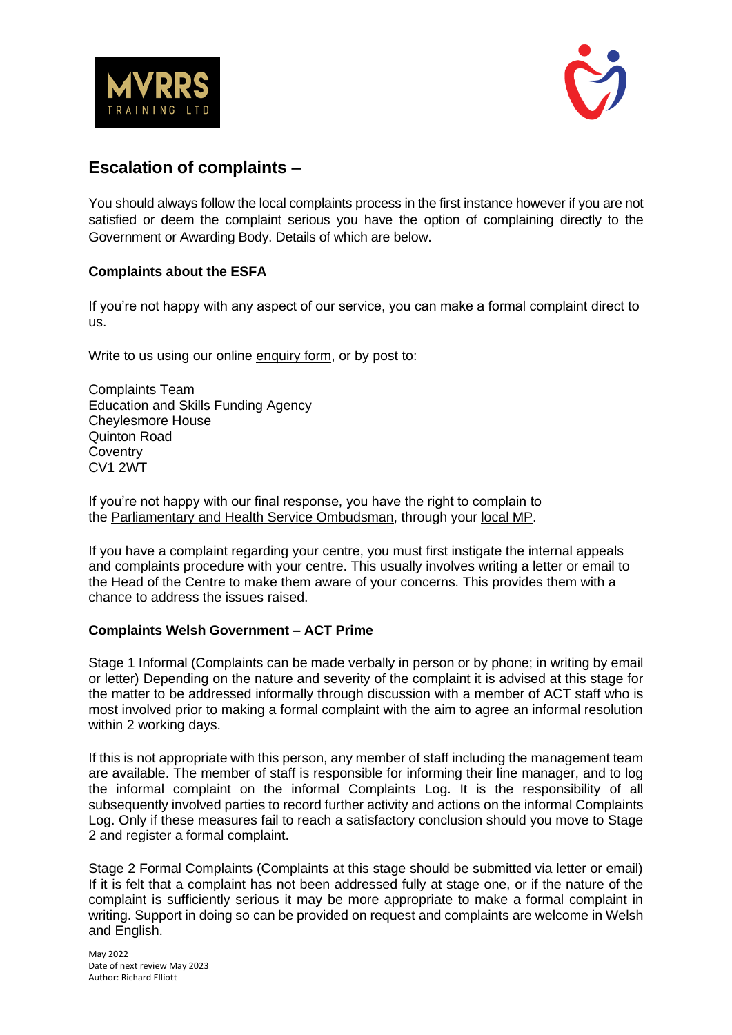## Escalation of complaints –

You should always follow the local complaints process in the first instance however if you are not satisfied or deem the complaint serious you have the option of complaining directly to the Government or Awarding Body. Details of which are below.

**Complaints about the ESFA**

If you're not happy with any aspect of our service, you can make a formal complaint direct to us.

Write to us using our online enquiry form, or by post to:

Complaints Team
Education and Skills Funding Agency
Cheylesmore House
Quinton Road
Coventry
CV1 2WT

If you're not happy with our final response, you have the right to complain to the Parliamentary and Health Service Ombudsman, through your local MP.

If you have a complaint regarding your centre, you must first instigate the internal appeals and complaints procedure with your centre. This usually involves writing a letter or email to the Head of the Centre to make them aware of your concerns. This provides them with a chance to address the issues raised.

**Complaints Welsh Government – ACT Prime**

Stage 1 Informal (Complaints can be made verbally in person or by phone; in writing by email or letter) Depending on the nature and severity of the complaint it is advised at this stage for the matter to be addressed informally through discussion with a member of ACT staff who is most involved prior to making a formal complaint with the aim to agree an informal resolution within 2 working days.

If this is not appropriate with this person, any member of staff including the management team are available. The member of staff is responsible for informing their line manager, and to log the informal complaint on the informal Complaints Log. It is the responsibility of all subsequently involved parties to record further activity and actions on the informal Complaints Log. Only if these measures fail to reach a satisfactory conclusion should you move to Stage 2 and register a formal complaint.

Stage 2 Formal Complaints (Complaints at this stage should be submitted via letter or email) If it is felt that a complaint has not been addressed fully at stage one, or if the nature of the complaint is sufficiently serious it may be more appropriate to make a formal complaint in writing. Support in doing so can be provided on request and complaints are welcome in Welsh and English.

May 2022
Date of next review May 2023
Author: Richard Elliott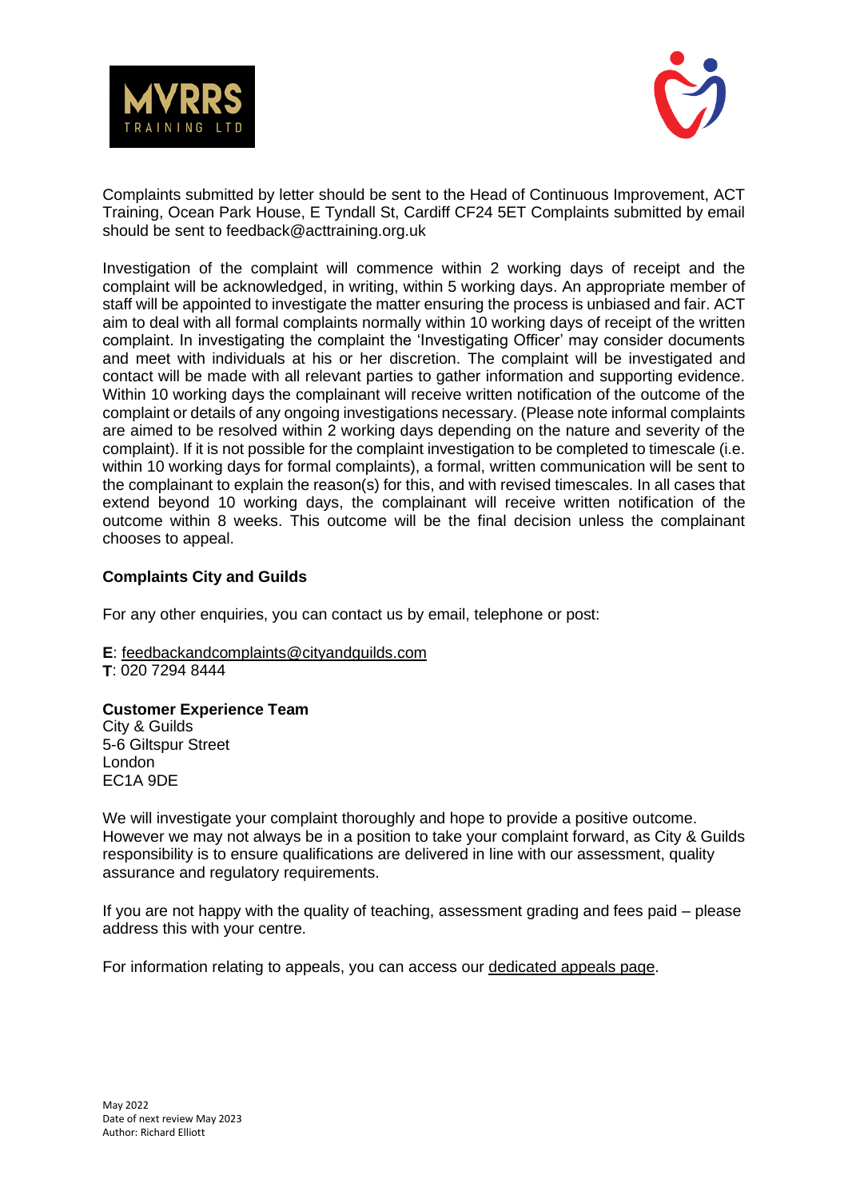Complaints submitted by letter should be sent to the Head of Continuous Improvement, ACT Training, Ocean Park House, E Tyndall St, Cardiff CF24 5ET Complaints submitted by email should be sent to feedback@acttraining.org.uk

Investigation of the complaint will commence within 2 working days of receipt and the complaint will be acknowledged, in writing, within 5 working days. An appropriate member of staff will be appointed to investigate the matter ensuring the process is unbiased and fair. ACT aim to deal with all formal complaints normally within 10 working days of receipt of the written complaint. In investigating the complaint the 'Investigating Officer' may consider documents and meet with individuals at his or her discretion. The complaint will be investigated and contact will be made with all relevant parties to gather information and supporting evidence. Within 10 working days the complainant will receive written notification of the outcome of the complaint or details of any ongoing investigations necessary. (Please note informal complaints are aimed to be resolved within 2 working days depending on the nature and severity of the complaint). If it is not possible for the complaint investigation to be completed to timescale (i.e. within 10 working days for formal complaints), a formal, written communication will be sent to the complainant to explain the reason(s) for this, and with revised timescales. In all cases that extend beyond 10 working days, the complainant will receive written notification of the outcome within 8 weeks. This outcome will be the final decision unless the complainant chooses to appeal.

**Complaints City and Guilds**

For any other enquiries, you can contact us by email, telephone or post:

**E**: feedbackandcomplaints@cityandguilds.com
**T**: 020 7294 8444

**Customer Experience Team**
City & Guilds
5-6 Giltspur Street
London
EC1A 9DE

We will investigate your complaint thoroughly and hope to provide a positive outcome. However we may not always be in a position to take your complaint forward, as City & Guilds responsibility is to ensure qualifications are delivered in line with our assessment, quality assurance and regulatory requirements.

If you are not happy with the quality of teaching, assessment grading and fees paid – please address this with your centre.

For information relating to appeals, you can access our dedicated appeals page.

May 2022
Date of next review May 2023
Author: Richard Elliott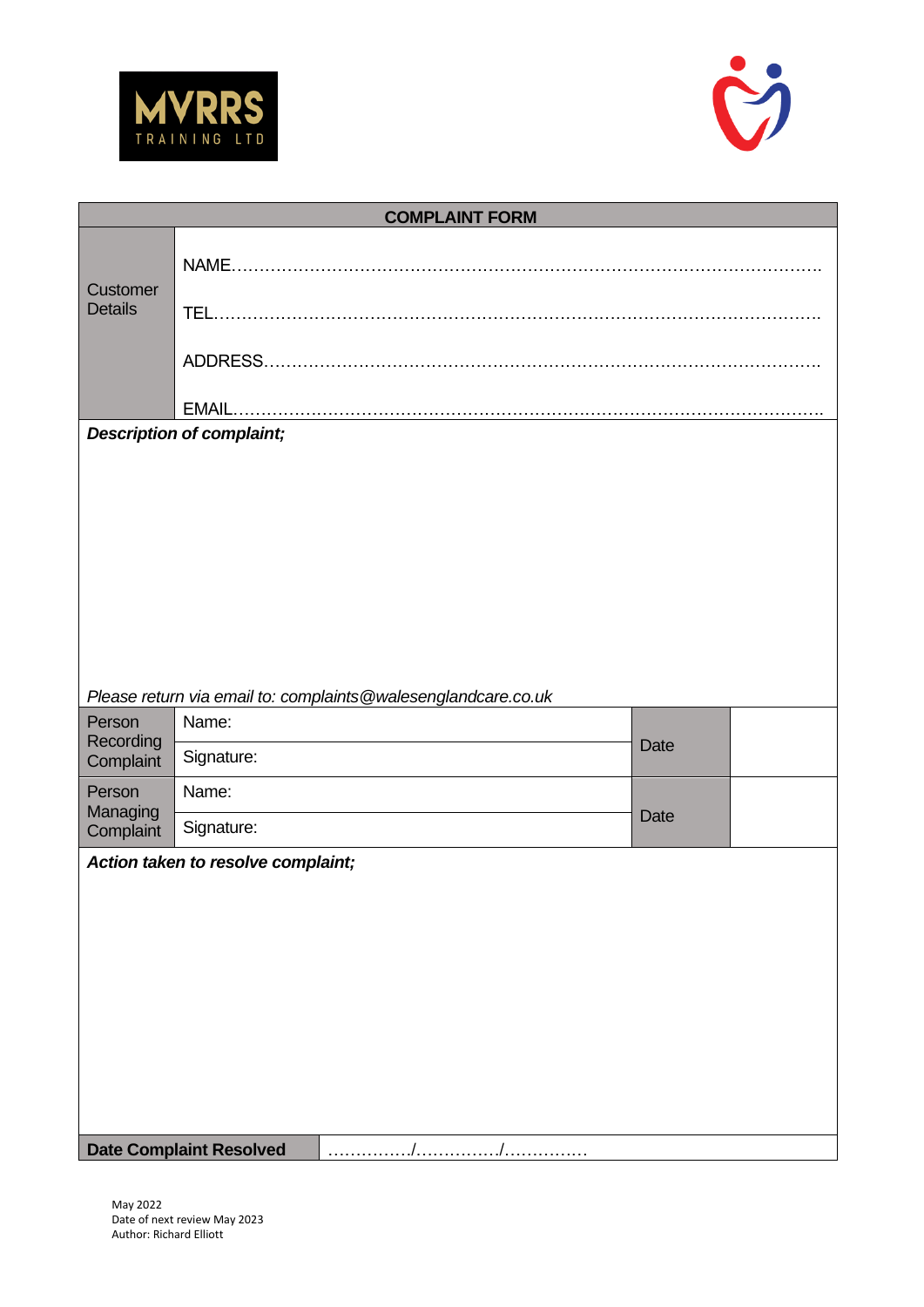| COMPLAINT FORM | | | |
|---|---|---|---|
| Customer Details | NAME………………………………………………………………………………………… TEL………………………………………………………………………………………… ADDRESS………………………………………………………………………………………… EMAIL………………………………………………………………………………………… | | |
| ***Description of complaint;*** *Please return via email to: complaints@walesenglandcare.co.uk* | | | |
| Person Recording Complaint | Name: | Date | |
| | Signature: | | |
| Person Managing Complaint | Name: | Date | |
| | Signature: | | |
| ***Action taken to resolve complaint;*** | | | |
| **Date Complaint Resolved** | ……………/……………/…………… | | |

May 2022
Date of next review May 2023
Author: Richard Elliott